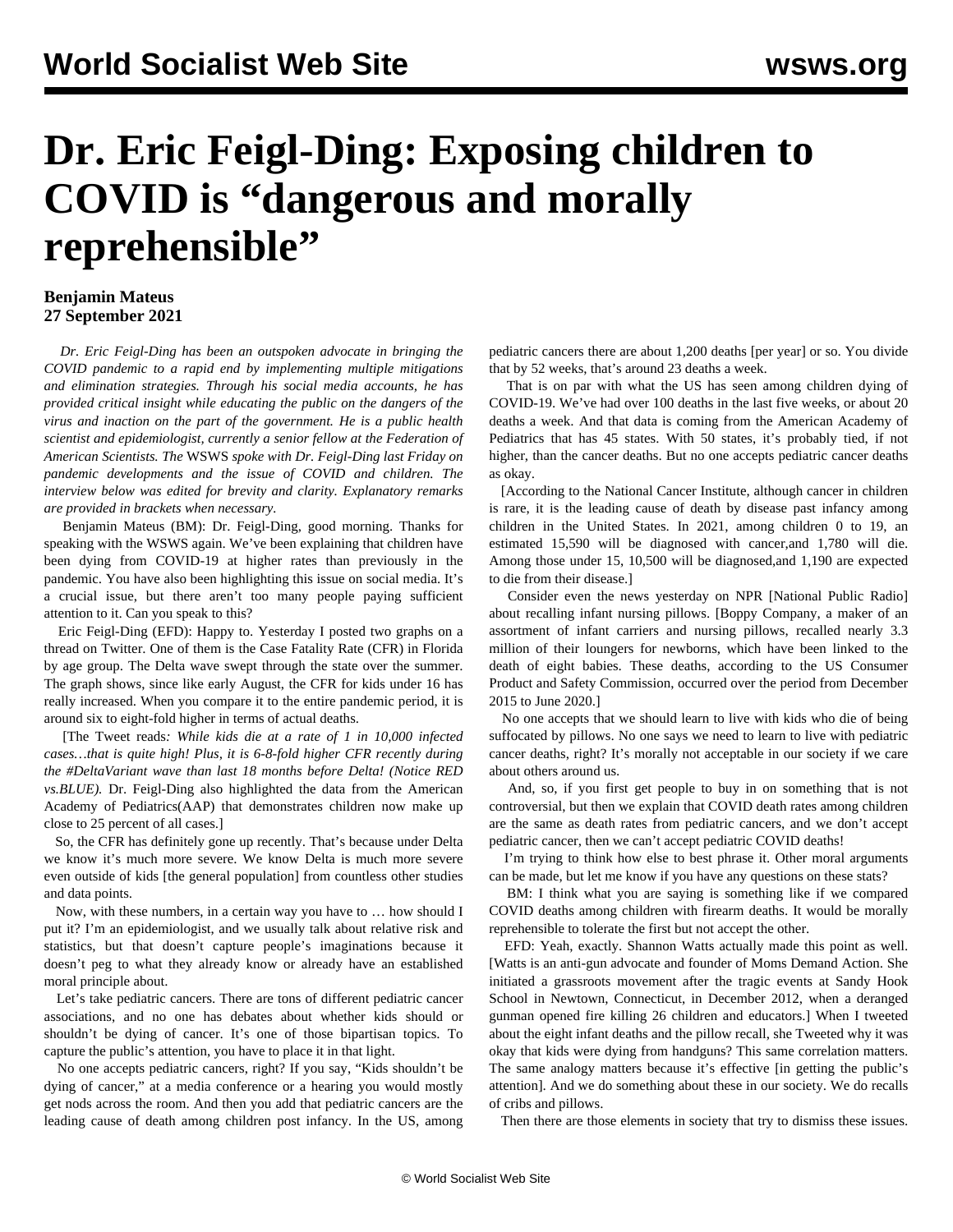# Dr. Eric Feigl-Ding: Exposing children to COVID is "dangerous and morally reprehensible"

**Benjamin Mateus**
**27 September 2021**

*Dr. Eric Feigl-Ding has been an outspoken advocate in bringing the COVID pandemic to a rapid end by implementing multiple mitigations and elimination strategies. Through his social media accounts, he has provided critical insight while educating the public on the dangers of the virus and inaction on the part of the government. He is a public health scientist and epidemiologist, currently a senior fellow at the Federation of American Scientists. The* WSWS *spoke with Dr. Feigl-Ding last Friday on pandemic developments and the issue of COVID and children. The interview below was edited for brevity and clarity. Explanatory remarks are provided in brackets when necessary.*

Benjamin Mateus (BM): Dr. Feigl-Ding, good morning. Thanks for speaking with the WSWS again. We've been explaining that children have been dying from COVID-19 at higher rates than previously in the pandemic. You have also been highlighting this issue on social media. It's a crucial issue, but there aren't too many people paying sufficient attention to it. Can you speak to this?

Eric Feigl-Ding (EFD): Happy to. Yesterday I posted two graphs on a thread on Twitter. One of them is the Case Fatality Rate (CFR) in Florida by age group. The Delta wave swept through the state over the summer. The graph shows, since like early August, the CFR for kids under 16 has really increased. When you compare it to the entire pandemic period, it is around six to eight-fold higher in terms of actual deaths.

[The Tweet reads*: While kids die at a rate of 1 in 10,000 infected cases…that is quite high! Plus, it is 6-8-fold higher CFR recently during the #DeltaVariant wave than last 18 months before Delta! (Notice RED vs.BLUE).* Dr. Feigl-Ding also highlighted the data from the American Academy of Pediatrics(AAP) that demonstrates children now make up close to 25 percent of all cases.]

So, the CFR has definitely gone up recently. That's because under Delta we know it's much more severe. We know Delta is much more severe even outside of kids [the general population] from countless other studies and data points.

Now, with these numbers, in a certain way you have to … how should I put it? I'm an epidemiologist, and we usually talk about relative risk and statistics, but that doesn't capture people's imaginations because it doesn't peg to what they already know or already have an established moral principle about.

Let's take pediatric cancers. There are tons of different pediatric cancer associations, and no one has debates about whether kids should or shouldn't be dying of cancer. It's one of those bipartisan topics. To capture the public's attention, you have to place it in that light.

No one accepts pediatric cancers, right? If you say, "Kids shouldn't be dying of cancer," at a media conference or a hearing you would mostly get nods across the room. And then you add that pediatric cancers are the leading cause of death among children post infancy. In the US, among pediatric cancers there are about 1,200 deaths [per year] or so. You divide that by 52 weeks, that's around 23 deaths a week.

That is on par with what the US has seen among children dying of COVID-19. We've had over 100 deaths in the last five weeks, or about 20 deaths a week. And that data is coming from the American Academy of Pediatrics that has 45 states. With 50 states, it's probably tied, if not higher, than the cancer deaths. But no one accepts pediatric cancer deaths as okay.

[According to the National Cancer Institute, although cancer in children is rare, it is the leading cause of death by disease past infancy among children in the United States. In 2021, among children 0 to 19, an estimated 15,590 will be diagnosed with cancer,and 1,780 will die. Among those under 15, 10,500 will be diagnosed,and 1,190 are expected to die from their disease.]

Consider even the news yesterday on NPR [National Public Radio] about recalling infant nursing pillows. [Boppy Company, a maker of an assortment of infant carriers and nursing pillows, recalled nearly 3.3 million of their loungers for newborns, which have been linked to the death of eight babies. These deaths, according to the US Consumer Product and Safety Commission, occurred over the period from December 2015 to June 2020.]

No one accepts that we should learn to live with kids who die of being suffocated by pillows. No one says we need to learn to live with pediatric cancer deaths, right? It's morally not acceptable in our society if we care about others around us.

And, so, if you first get people to buy in on something that is not controversial, but then we explain that COVID death rates among children are the same as death rates from pediatric cancers, and we don't accept pediatric cancer, then we can't accept pediatric COVID deaths!

I'm trying to think how else to best phrase it. Other moral arguments can be made, but let me know if you have any questions on these stats?

BM: I think what you are saying is something like if we compared COVID deaths among children with firearm deaths. It would be morally reprehensible to tolerate the first but not accept the other.

EFD: Yeah, exactly. Shannon Watts actually made this point as well. [Watts is an anti-gun advocate and founder of Moms Demand Action. She initiated a grassroots movement after the tragic events at Sandy Hook School in Newtown, Connecticut, in December 2012, when a deranged gunman opened fire killing 26 children and educators.] When I tweeted about the eight infant deaths and the pillow recall, she Tweeted why it was okay that kids were dying from handguns? This same correlation matters. The same analogy matters because it's effective [in getting the public's attention]. And we do something about these in our society. We do recalls of cribs and pillows.

Then there are those elements in society that try to dismiss these issues.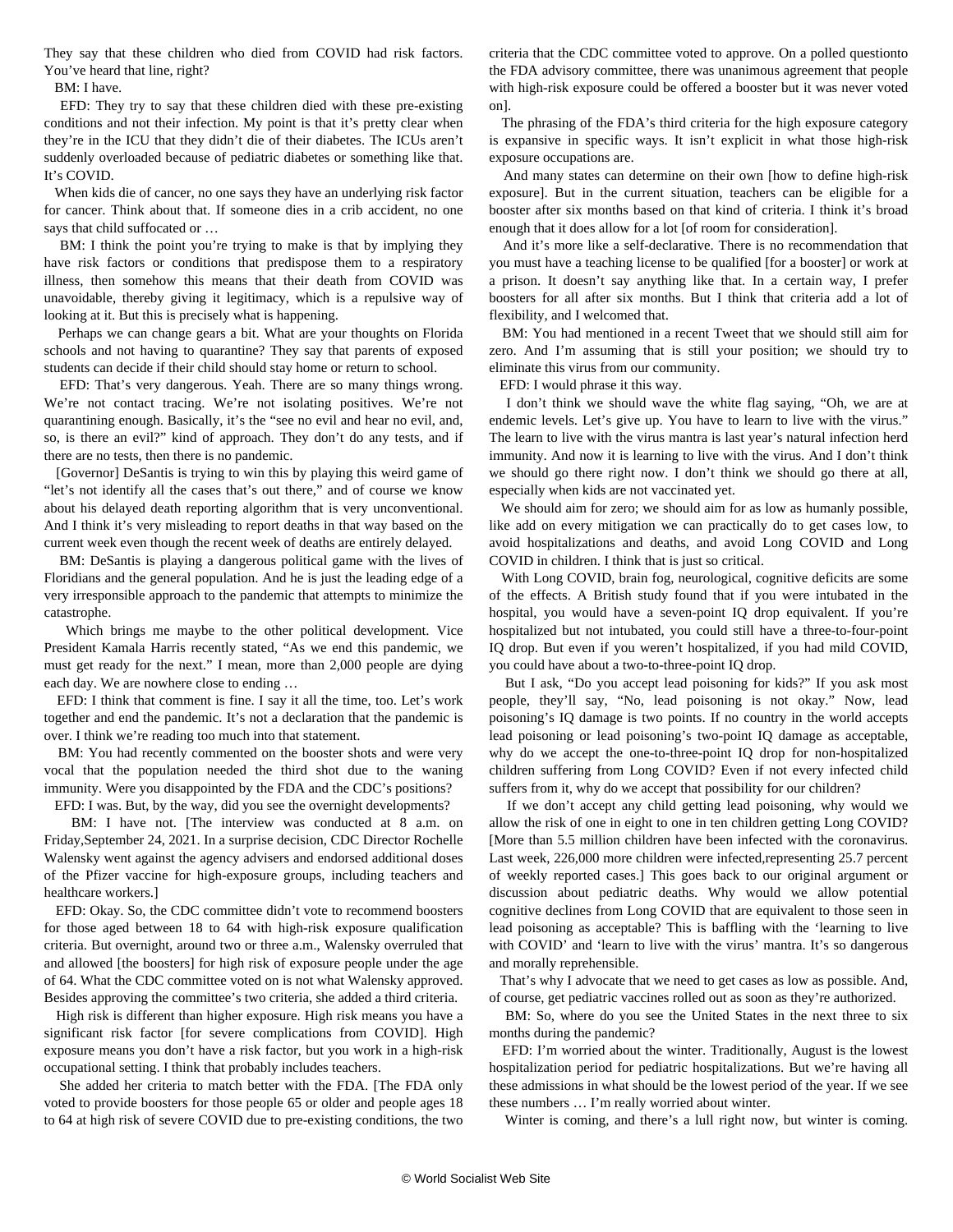They say that these children who died from COVID had risk factors. You've heard that line, right?

BM: I have.

EFD: They try to say that these children died with these pre-existing conditions and not their infection. My point is that it's pretty clear when they're in the ICU that they didn't die of their diabetes. The ICUs aren't suddenly overloaded because of pediatric diabetes or something like that. It's COVID.

When kids die of cancer, no one says they have an underlying risk factor for cancer. Think about that. If someone dies in a crib accident, no one says that child suffocated or …

BM: I think the point you're trying to make is that by implying they have risk factors or conditions that predispose them to a respiratory illness, then somehow this means that their death from COVID was unavoidable, thereby giving it legitimacy, which is a repulsive way of looking at it. But this is precisely what is happening.

Perhaps we can change gears a bit. What are your thoughts on Florida schools and not having to quarantine? They say that parents of exposed students can decide if their child should stay home or return to school.

EFD: That's very dangerous. Yeah. There are so many things wrong. We're not contact tracing. We're not isolating positives. We're not quarantining enough. Basically, it's the "see no evil and hear no evil, and, so, is there an evil?" kind of approach. They don't do any tests, and if there are no tests, then there is no pandemic.

[Governor] DeSantis is trying to win this by playing this weird game of "let's not identify all the cases that's out there," and of course we know about his delayed death reporting algorithm that is very unconventional. And I think it's very misleading to report deaths in that way based on the current week even though the recent week of deaths are entirely delayed.

BM: DeSantis is playing a dangerous political game with the lives of Floridians and the general population. And he is just the leading edge of a very irresponsible approach to the pandemic that attempts to minimize the catastrophe.

Which brings me maybe to the other political development. Vice President Kamala Harris recently stated, "As we end this pandemic, we must get ready for the next." I mean, more than 2,000 people are dying each day. We are nowhere close to ending …

EFD: I think that comment is fine. I say it all the time, too. Let's work together and end the pandemic. It's not a declaration that the pandemic is over. I think we're reading too much into that statement.

BM: You had recently commented on the booster shots and were very vocal that the population needed the third shot due to the waning immunity. Were you disappointed by the FDA and the CDC's positions?

EFD: I was. But, by the way, did you see the overnight developments?

BM: I have not. [The interview was conducted at 8 a.m. on Friday,September 24, 2021. In a surprise decision, CDC Director Rochelle Walensky went against the agency advisers and endorsed additional doses of the Pfizer vaccine for high-exposure groups, including teachers and healthcare workers.]

EFD: Okay. So, the CDC committee didn't vote to recommend boosters for those aged between 18 to 64 with high-risk exposure qualification criteria. But overnight, around two or three a.m., Walensky overruled that and allowed [the boosters] for high risk of exposure people under the age of 64. What the CDC committee voted on is not what Walensky approved. Besides approving the committee's two criteria, she added a third criteria.

High risk is different than higher exposure. High risk means you have a significant risk factor [for severe complications from COVID]. High exposure means you don't have a risk factor, but you work in a high-risk occupational setting. I think that probably includes teachers.

She added her criteria to match better with the FDA. [The FDA only voted to provide boosters for those people 65 or older and people ages 18 to 64 at high risk of severe COVID due to pre-existing conditions, the two criteria that the CDC committee voted to approve. On a polled questionto the FDA advisory committee, there was unanimous agreement that people with high-risk exposure could be offered a booster but it was never voted on].

The phrasing of the FDA's third criteria for the high exposure category is expansive in specific ways. It isn't explicit in what those high-risk exposure occupations are.

And many states can determine on their own [how to define high-risk exposure]. But in the current situation, teachers can be eligible for a booster after six months based on that kind of criteria. I think it's broad enough that it does allow for a lot [of room for consideration].

And it's more like a self-declarative. There is no recommendation that you must have a teaching license to be qualified [for a booster] or work at a prison. It doesn't say anything like that. In a certain way, I prefer boosters for all after six months. But I think that criteria add a lot of flexibility, and I welcomed that.

BM: You had mentioned in a recent Tweet that we should still aim for zero. And I'm assuming that is still your position; we should try to eliminate this virus from our community.

EFD: I would phrase it this way.

I don't think we should wave the white flag saying, "Oh, we are at endemic levels. Let's give up. You have to learn to live with the virus." The learn to live with the virus mantra is last year's natural infection herd immunity. And now it is learning to live with the virus. And I don't think we should go there right now. I don't think we should go there at all, especially when kids are not vaccinated yet.

We should aim for zero; we should aim for as low as humanly possible, like add on every mitigation we can practically do to get cases low, to avoid hospitalizations and deaths, and avoid Long COVID and Long COVID in children. I think that is just so critical.

With Long COVID, brain fog, neurological, cognitive deficits are some of the effects. A British study found that if you were intubated in the hospital, you would have a seven-point IQ drop equivalent. If you're hospitalized but not intubated, you could still have a three-to-four-point IQ drop. But even if you weren't hospitalized, if you had mild COVID, you could have about a two-to-three-point IQ drop.

But I ask, "Do you accept lead poisoning for kids?" If you ask most people, they'll say, "No, lead poisoning is not okay." Now, lead poisoning's IQ damage is two points. If no country in the world accepts lead poisoning or lead poisoning's two-point IQ damage as acceptable, why do we accept the one-to-three-point IQ drop for non-hospitalized children suffering from Long COVID? Even if not every infected child suffers from it, why do we accept that possibility for our children?

If we don't accept any child getting lead poisoning, why would we allow the risk of one in eight to one in ten children getting Long COVID? [More than 5.5 million children have been infected with the coronavirus. Last week, 226,000 more children were infected,representing 25.7 percent of weekly reported cases.] This goes back to our original argument or discussion about pediatric deaths. Why would we allow potential cognitive declines from Long COVID that are equivalent to those seen in lead poisoning as acceptable? This is baffling with the 'learning to live with COVID' and 'learn to live with the virus' mantra. It's so dangerous and morally reprehensible.

That's why I advocate that we need to get cases as low as possible. And, of course, get pediatric vaccines rolled out as soon as they're authorized.

BM: So, where do you see the United States in the next three to six months during the pandemic?

EFD: I'm worried about the winter. Traditionally, August is the lowest hospitalization period for pediatric hospitalizations. But we're having all these admissions in what should be the lowest period of the year. If we see these numbers … I'm really worried about winter.

Winter is coming, and there's a lull right now, but winter is coming.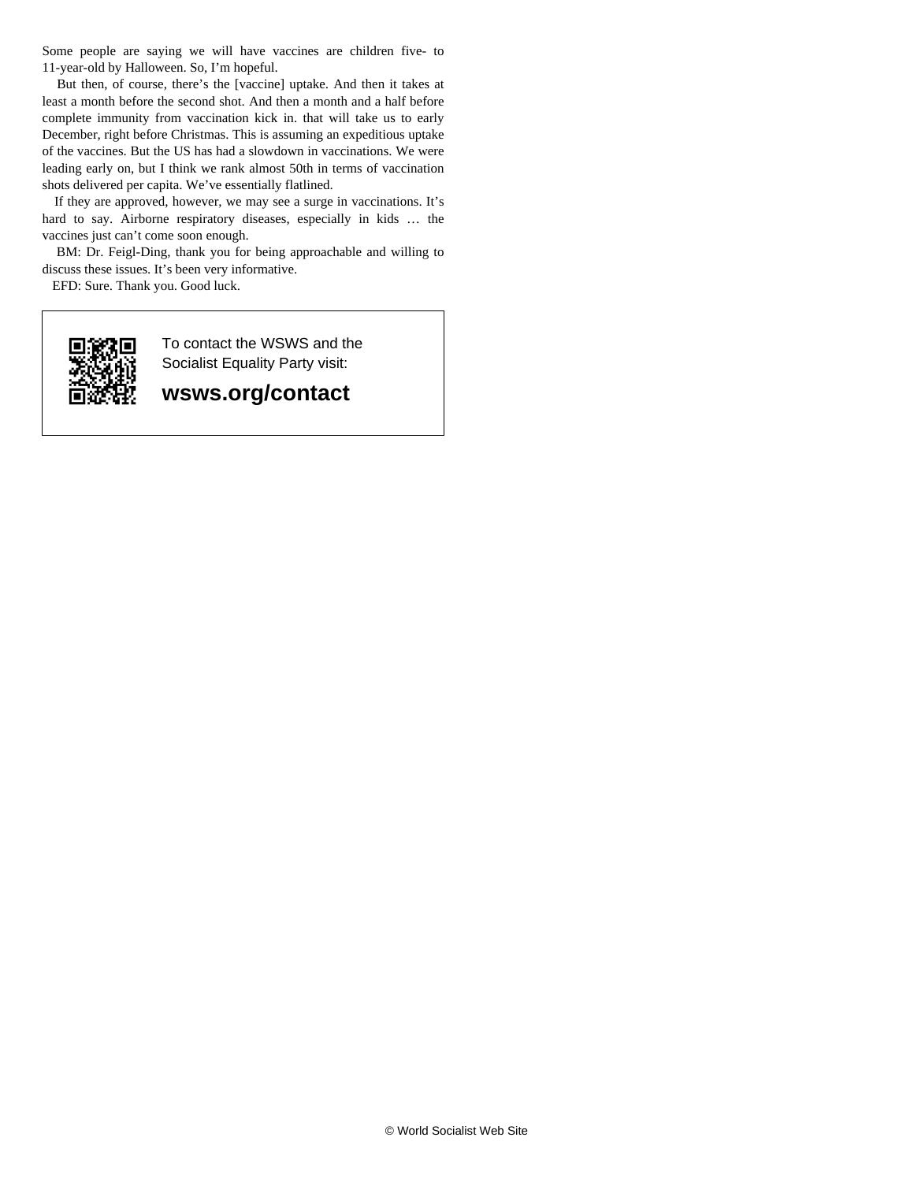Some people are saying we will have vaccines are children five- to 11-year-old by Halloween. So, I'm hopeful.

But then, of course, there's the [vaccine] uptake. And then it takes at least a month before the second shot. And then a month and a half before complete immunity from vaccination kick in. that will take us to early December, right before Christmas. This is assuming an expeditious uptake of the vaccines. But the US has had a slowdown in vaccinations. We were leading early on, but I think we rank almost 50th in terms of vaccination shots delivered per capita. We've essentially flatlined.

If they are approved, however, we may see a surge in vaccinations. It's hard to say. Airborne respiratory diseases, especially in kids … the vaccines just can't come soon enough.

BM: Dr. Feigl-Ding, thank you for being approachable and willing to discuss these issues. It's been very informative.

EFD: Sure. Thank you. Good luck.

To contact the WSWS and the Socialist Equality Party visit:

**wsws.org/contact**